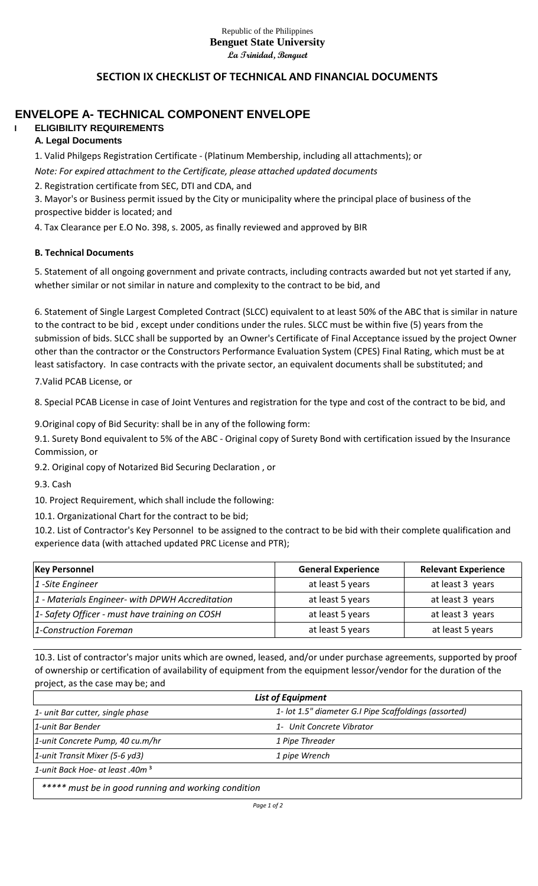Republic of the Philippines
**Benguet State University**
**La Trinidad, Benguet**

## SECTION IX CHECKLIST OF TECHNICAL AND FINANCIAL DOCUMENTS

# ENVELOPE A- TECHNICAL COMPONENT ENVELOPE

### I ELIGIBILITY REQUIREMENTS

#### A. Legal Documents

1. Valid Philgeps Registration Certificate - (Platinum Membership, including all attachments); or

*Note: For expired attachment to the Certificate, please attached updated documents*

2. Registration certificate from SEC, DTI and CDA, and

3. Mayor's or Business permit issued by the City or municipality where the principal place of business of the prospective bidder is located; and

4. Tax Clearance per E.O No. 398, s. 2005, as finally reviewed and approved by BIR

#### B. Technical Documents

5. Statement of all ongoing government and private contracts, including contracts awarded but not yet started if any, whether similar or not similar in nature and complexity to the contract to be bid, and

6. Statement of Single Largest Completed Contract (SLCC) equivalent to at least 50% of the ABC that is similar in nature to the contract to be bid , except under conditions under the rules. SLCC must be within five (5) years from the submission of bids. SLCC shall be supported by an Owner's Certificate of Final Acceptance issued by the project Owner other than the contractor or the Constructors Performance Evaluation System (CPES) Final Rating, which must be at least satisfactory. In case contracts with the private sector, an equivalent documents shall be substituted; and

7.Valid PCAB License, or

8. Special PCAB License in case of Joint Ventures and registration for the type and cost of the contract to be bid, and

9.Original copy of Bid Security: shall be in any of the following form:

9.1. Surety Bond equivalent to 5% of the ABC - Original copy of Surety Bond with certification issued by the Insurance Commission, or

9.2. Original copy of Notarized Bid Securing Declaration , or

9.3. Cash

10. Project Requirement, which shall include the following:

10.1. Organizational Chart for the contract to be bid;

10.2. List of Contractor's Key Personnel to be assigned to the contract to be bid with their complete qualification and experience data (with attached updated PRC License and PTR);

| Key Personnel | General Experience | Relevant Experience |
|---|---|---|
| *1 -Site Engineer* | at least 5 years | at least 3 years |
| *1 - Materials Engineer- with DPWH Accreditation* | at least 5 years | at least 3 years |
| *1- Safety Officer - must have training on COSH* | at least 5 years | at least 3 years |
| *1-Construction Foreman* | at least 5 years | at least 5 years |

10.3. List of contractor's major units which are owned, leased, and/or under purchase agreements, supported by proof of ownership or certification of availability of equipment from the equipment lessor/vendor for the duration of the project, as the case may be; and

| *List of Equipment* | |
|---|---|
| *1- unit Bar cutter, single phase* | *1- lot 1.5" diameter G.I Pipe Scaffoldings (assorted)* |
| *1-unit Bar Bender* | *1- Unit Concrete Vibrator* |
| *1-unit Concrete Pump, 40 cu.m/hr* | *1 Pipe Threader* |
| *1-unit Transit Mixer (5-6 yd3)* | *1 pipe Wrench* |
| *1-unit Back Hoe- at least .40m³* | |
| *\*\*\*\*\* must be in good running and working condition* | |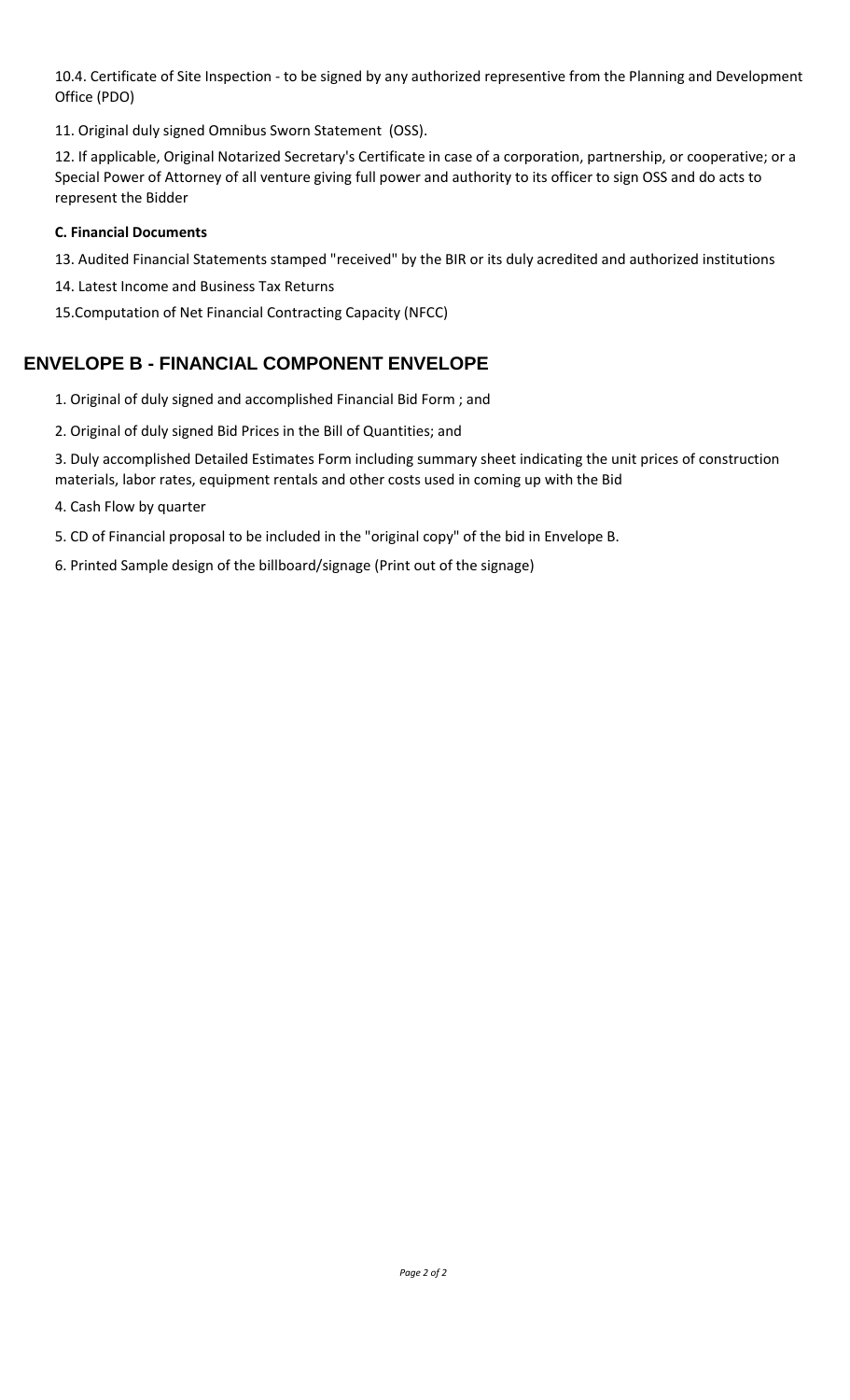10.4. Certificate of Site Inspection - to be signed by any authorized represntive from the Planning and Development Office (PDO)

11. Original duly signed Omnibus Sworn Statement (OSS).

12. If applicable, Original Notarized Secretary's Certificate in case of a corporation, partnership, or cooperative; or a Special Power of Attorney of all venture giving full power and authority to its officer to sign OSS and do acts to represent the Bidder

**C. Financial Documents**

13. Audited Financial Statements stamped "received" by the BIR or its duly acredited and authorized institutions

14. Latest Income and Business Tax Returns

15.Computation of Net Financial Contracting Capacity (NFCC)

## ENVELOPE B - FINANCIAL COMPONENT ENVELOPE

1. Original of duly signed and accomplished Financial Bid Form ; and

2. Original of duly signed Bid Prices in the Bill of Quantities; and

3. Duly accomplished Detailed Estimates Form including summary sheet indicating the unit prices of construction materials, labor rates, equipment rentals and other costs used in coming up with the Bid

4. Cash Flow by quarter

5. CD of Financial proposal to be included in the "original copy" of the bid in Envelope B.

6. Printed Sample design of the billboard/signage (Print out of the signage)